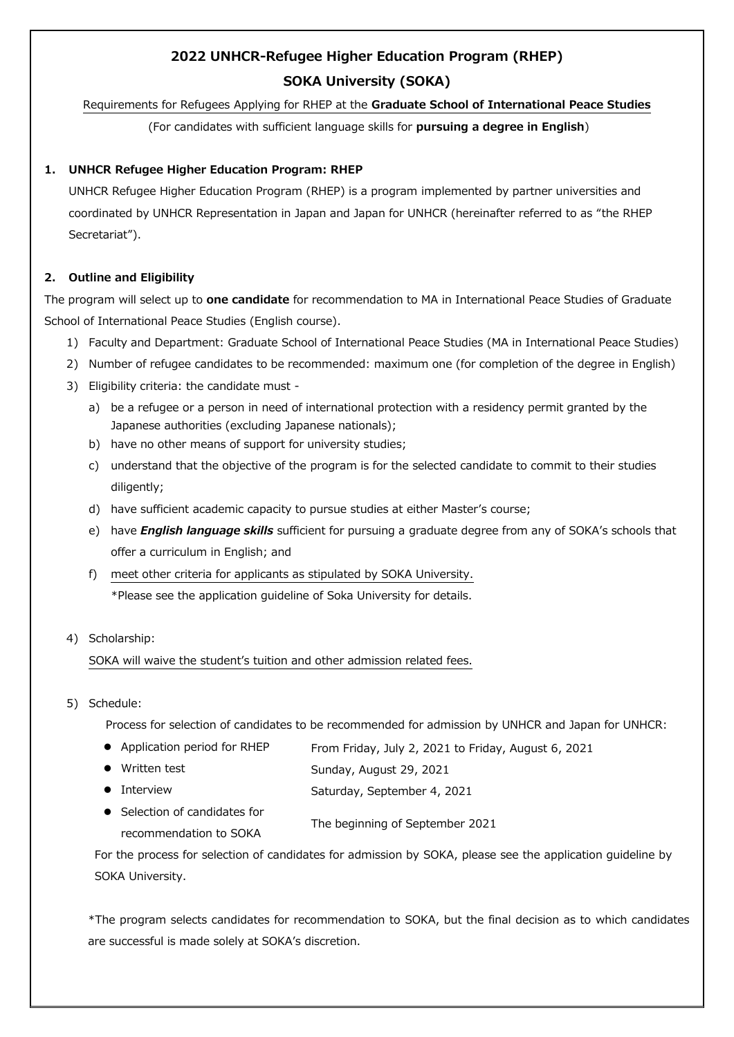# 2022 UNHCR-Refugee Higher Education Program (RHEP)

## SOKA University (SOKA)

Requirements for Refugees Applying for RHEP at the **Graduate School of International Peace Studies**

(For candidates with sufficient language skills for **pursuing a degree in English**)

### 1. UNHCR Refugee Higher Education Program: RHEP

UNHCR Refugee Higher Education Program (RHEP) is a program implemented by partner universities and coordinated by UNHCR Representation in Japan and Japan for UNHCR (hereinafter referred to as "the RHEP Secretariat").

### 2. Outline and Eligibility

The program will select up to **one candidate** for recommendation to MA in International Peace Studies of Graduate School of International Peace Studies (English course).

1) Faculty and Department: Graduate School of International Peace Studies (MA in International Peace Studies)
2) Number of refugee candidates to be recommended: maximum one (for completion of the degree in English)
3) Eligibility criteria: the candidate must -
   a) be a refugee or a person in need of international protection with a residency permit granted by the Japanese authorities (excluding Japanese nationals);
   b) have no other means of support for university studies;
   c) understand that the objective of the program is for the selected candidate to commit to their studies diligently;
   d) have sufficient academic capacity to pursue studies at either Master's course;
   e) have ***English language skills*** sufficient for pursuing a graduate degree from any of SOKA's schools that offer a curriculum in English; and
   f) meet other criteria for applicants as stipulated by SOKA University.
      *Please see the application guideline of Soka University for details.
4) Scholarship:
   SOKA will waive the student's tuition and other admission related fees.
5) Schedule:
   Process for selection of candidates to be recommended for admission by UNHCR and Japan for UNHCR:
   - Application period for RHEP: From Friday, July 2, 2021 to Friday, August 6, 2021
   - Written test: Sunday, August 29, 2021
   - Interview: Saturday, September 4, 2021
   - Selection of candidates for recommendation to SOKA: The beginning of September 2021

   For the process for selection of candidates for admission by SOKA, please see the application guideline by SOKA University.

   *The program selects candidates for recommendation to SOKA, but the final decision as to which candidates are successful is made solely at SOKA's discretion.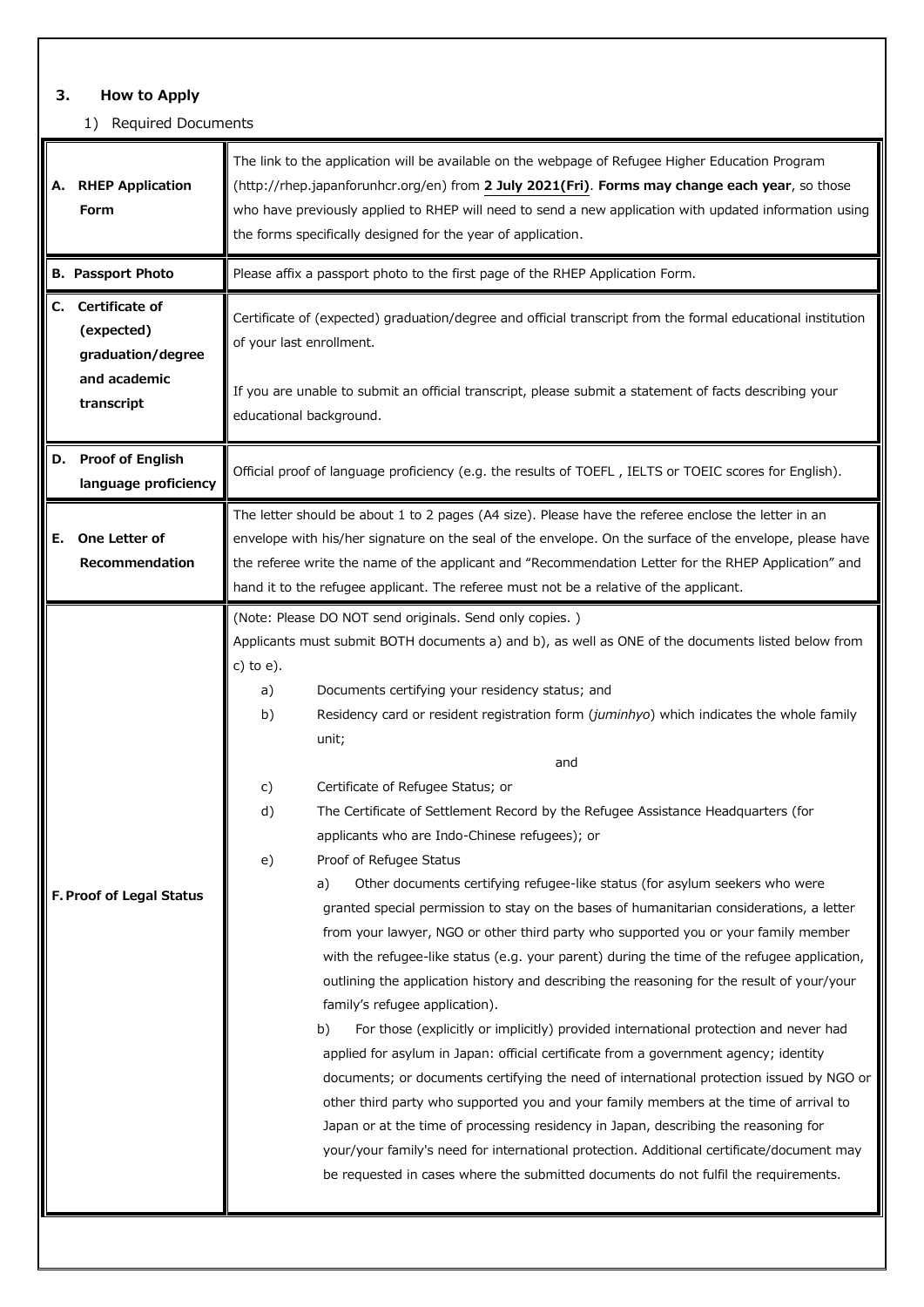## 3. How to Apply

1) Required Documents

| | |
|---|---|
| **A. RHEP Application Form** | The link to the application will be available on the webpage of Refugee Higher Education Program (http://rhep.japanforunhcr.org/en) from **2 July 2021(Fri)**. **Forms may change each year**, so those who have previously applied to RHEP will need to send a new application with updated information using the forms specifically designed for the year of application. |
| **B. Passport Photo** | Please affix a passport photo to the first page of the RHEP Application Form. |
| **C. Certificate of (expected) graduation/degree and academic transcript** | Certificate of (expected) graduation/degree and official transcript from the formal educational institution of your last enrollment.<br><br>If you are unable to submit an official transcript, please submit a statement of facts describing your educational background. |
| **D. Proof of English language proficiency** | Official proof of language proficiency (e.g. the results of TOEFL , IELTS or TOEIC scores for English). |
| **E. One Letter of Recommendation** | The letter should be about 1 to 2 pages (A4 size). Please have the referee enclose the letter in an envelope with his/her signature on the seal of the envelope. On the surface of the envelope, please have the referee write the name of the applicant and "Recommendation Letter for the RHEP Application" and hand it to the refugee applicant. The referee must not be a relative of the applicant. |
| **F. Proof of Legal Status** | (Note: Please DO NOT send originals. Send only copies. )<br>Applicants must submit BOTH documents a) and b), as well as ONE of the documents listed below from c) to e).<br>a) Documents certifying your residency status; and<br>b) Residency card or resident registration form (*juminhyo*) which indicates the whole family unit;<br>and<br>c) Certificate of Refugee Status; or<br>d) The Certificate of Settlement Record by the Refugee Assistance Headquarters (for applicants who are Indo-Chinese refugees); or<br>e) Proof of Refugee Status<br>a) Other documents certifying refugee-like status (for asylum seekers who were granted special permission to stay on the bases of humanitarian considerations, a letter from your lawyer, NGO or other third party who supported you or your family member with the refugee-like status (e.g. your parent) during the time of the refugee application, outlining the application history and describing the reasoning for the result of your/your family's refugee application).<br>b) For those (explicitly or implicitly) provided international protection and never had applied for asylum in Japan: official certificate from a government agency; identity documents; or documents certifying the need of international protection issued by NGO or other third party who supported you and your family members at the time of arrival to Japan or at the time of processing residency in Japan, describing the reasoning for your/your family's need for international protection. Additional certificate/document may be requested in cases where the submitted documents do not fulfil the requirements. |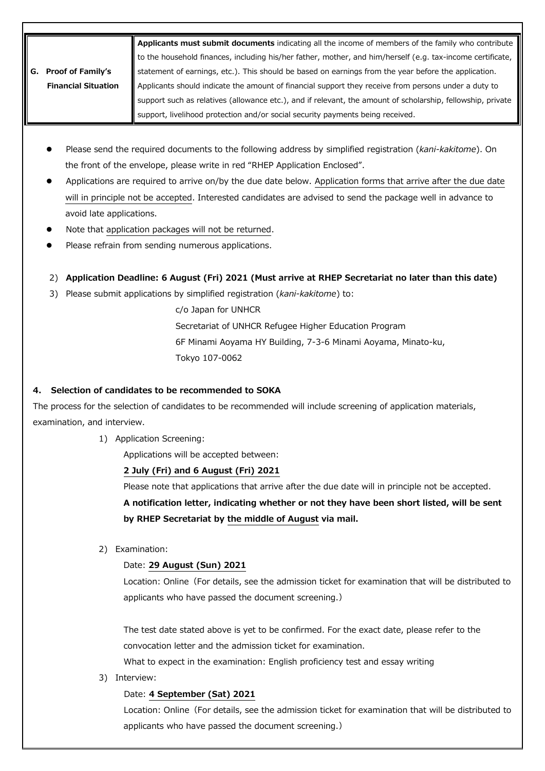| G. Proof of Family's Financial Situation | **Applicants must submit documents** indicating all the income of members of the family who contribute to the household finances, including his/her father, mother, and him/herself (e.g. tax-income certificate, statement of earnings, etc.). This should be based on earnings from the year before the application. Applicants should indicate the amount of financial support they receive from persons under a duty to support such as relatives (allowance etc.), and if relevant, the amount of scholarship, fellowship, private support, livelihood protection and/or social security payments being received. |
|---|---|

- Please send the required documents to the following address by simplified registration (*kani-kakitome*). On the front of the envelope, please write in red "RHEP Application Enclosed".
- Applications are required to arrive on/by the due date below. Application forms that arrive after the due date will in principle not be accepted. Interested candidates are advised to send the package well in advance to avoid late applications.
- Note that application packages will not be returned.
- Please refrain from sending numerous applications.

2) **Application Deadline: 6 August (Fri) 2021 (Must arrive at RHEP Secretariat no later than this date)**

3) Please submit applications by simplified registration (*kani-kakitome*) to:

c/o Japan for UNHCR
Secretariat of UNHCR Refugee Higher Education Program
6F Minami Aoyama HY Building, 7-3-6 Minami Aoyama, Minato-ku,
Tokyo 107-0062

### 4. Selection of candidates to be recommended to SOKA

The process for the selection of candidates to be recommended will include screening of application materials, examination, and interview.

1) Application Screening:

Applications will be accepted between:

**2 July (Fri) and 6 August (Fri) 2021**

Please note that applications that arrive after the due date will in principle not be accepted.

**A notification letter, indicating whether or not they have been short listed, will be sent by RHEP Secretariat by the middle of August via mail.**

2) Examination:

Date: **29 August (Sun) 2021**

Location: Online（For details, see the admission ticket for examination that will be distributed to applicants who have passed the document screening.）

The test date stated above is yet to be confirmed. For the exact date, please refer to the convocation letter and the admission ticket for examination.

What to expect in the examination: English proficiency test and essay writing

3) Interview:

Date: **4 September (Sat) 2021**

Location: Online（For details, see the admission ticket for examination that will be distributed to applicants who have passed the document screening.）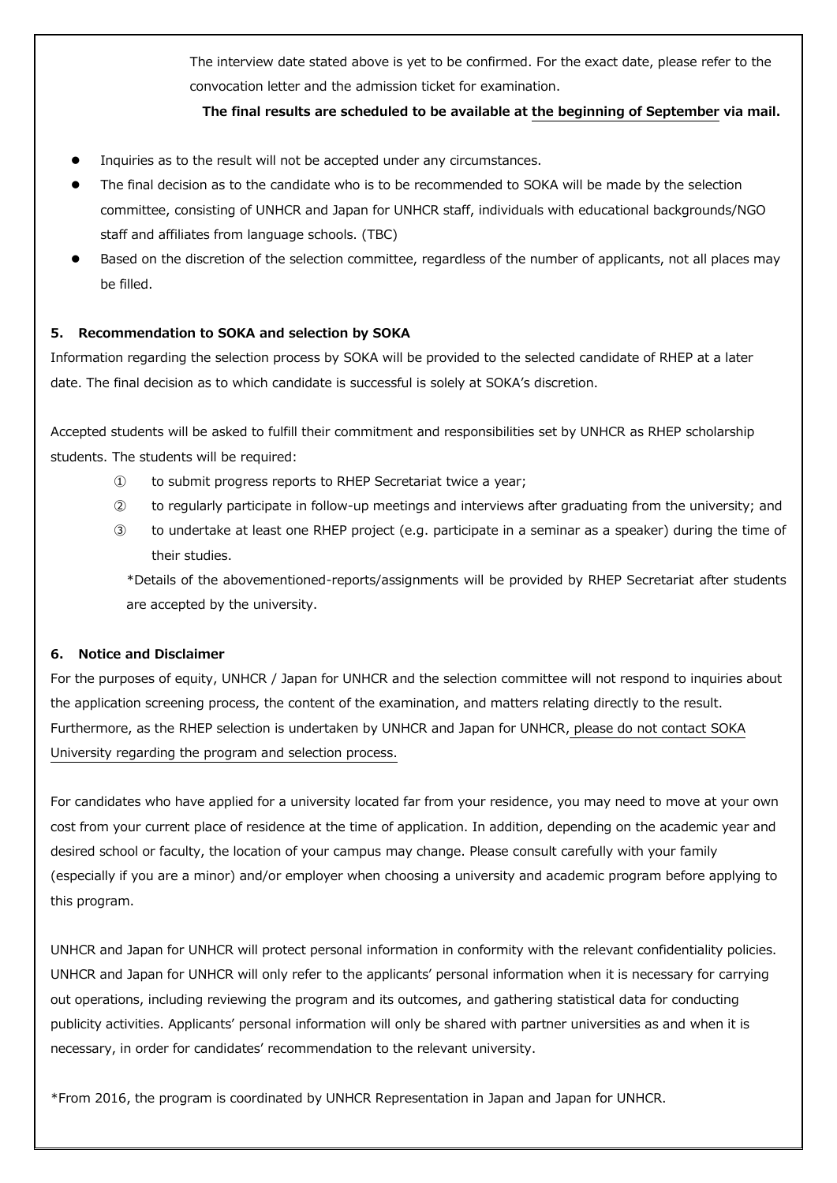The interview date stated above is yet to be confirmed. For the exact date, please refer to the convocation letter and the admission ticket for examination.

**The final results are scheduled to be available at the beginning of September via mail.**

- Inquiries as to the result will not be accepted under any circumstances.
- The final decision as to the candidate who is to be recommended to SOKA will be made by the selection committee, consisting of UNHCR and Japan for UNHCR staff, individuals with educational backgrounds/NGO staff and affiliates from language schools. (TBC)
- Based on the discretion of the selection committee, regardless of the number of applicants, not all places may be filled.

### 5. Recommendation to SOKA and selection by SOKA

Information regarding the selection process by SOKA will be provided to the selected candidate of RHEP at a later date. The final decision as to which candidate is successful is solely at SOKA's discretion.

Accepted students will be asked to fulfill their commitment and responsibilities set by UNHCR as RHEP scholarship students. The students will be required:

① to submit progress reports to RHEP Secretariat twice a year;

② to regularly participate in follow-up meetings and interviews after graduating from the university; and

③ to undertake at least one RHEP project (e.g. participate in a seminar as a speaker) during the time of their studies.

*Details of the abovementioned-reports/assignments will be provided by RHEP Secretariat after students are accepted by the university.

### 6. Notice and Disclaimer

For the purposes of equity, UNHCR / Japan for UNHCR and the selection committee will not respond to inquiries about the application screening process, the content of the examination, and matters relating directly to the result. Furthermore, as the RHEP selection is undertaken by UNHCR and Japan for UNHCR, please do not contact SOKA University regarding the program and selection process.

For candidates who have applied for a university located far from your residence, you may need to move at your own cost from your current place of residence at the time of application. In addition, depending on the academic year and desired school or faculty, the location of your campus may change. Please consult carefully with your family (especially if you are a minor) and/or employer when choosing a university and academic program before applying to this program.

UNHCR and Japan for UNHCR will protect personal information in conformity with the relevant confidentiality policies. UNHCR and Japan for UNHCR will only refer to the applicants' personal information when it is necessary for carrying out operations, including reviewing the program and its outcomes, and gathering statistical data for conducting publicity activities. Applicants' personal information will only be shared with partner universities as and when it is necessary, in order for candidates' recommendation to the relevant university.

*From 2016, the program is coordinated by UNHCR Representation in Japan and Japan for UNHCR.